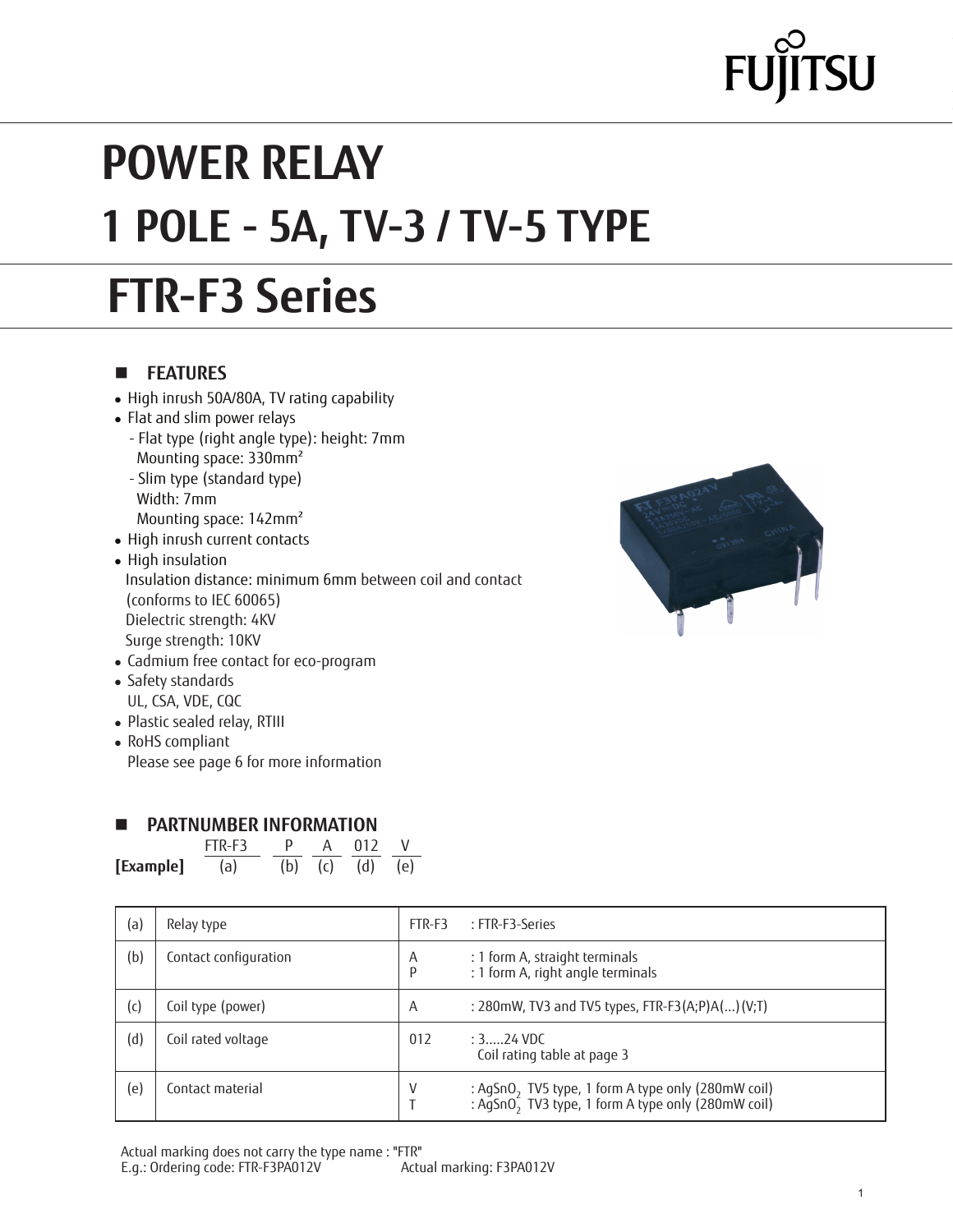FUJITSU

# POWER RELAY
# 1 POLE - 5A, TV-3 / TV-5 TYPE
# FTR-F3 Series

## FEATURES

- High inrush 50A/80A, TV rating capability
- Flat and slim power relays
  - Flat type (right angle type): height: 7mm
    Mounting space: 330mm²
  - Slim type (standard type)
    Width: 7mm
    Mounting space: 142mm²
- High inrush current contacts
- High insulation
  Insulation distance: minimum 6mm between coil and contact
  (conforms to IEC 60065)
  Dielectric strength: 4KV
  Surge strength: 10KV
- Cadmium free contact for eco-program
- Safety standards
  UL, CSA, VDE, CQC
- Plastic sealed relay, RTIII
- RoHS compliant
  Please see page 6 for more information

## PARTNUMBER INFORMATION

| | FTR-F3 | P | A | 012 | V |
|---|---|---|---|---|---|
| **[Example]** | (a) | (b) | (c) | (d) | (e) |

| | | | |
|---|---|---|---|
| (a) | Relay type | FTR-F3 | : FTR-F3-Series |
| (b) | Contact configuration | A<br>P | : 1 form A, straight terminals<br>: 1 form A, right angle terminals |
| (c) | Coil type (power) | A | : 280mW, TV3 and TV5 types, FTR-F3(A;P)A(...)(V;T) |
| (d) | Coil rated voltage | 012 | : 3.....24 VDC<br>Coil rating table at page 3 |
| (e) | Contact material | V<br>T | : $AgSnO_2$ TV5 type, 1 form A type only (280mW coil)<br>: $AgSnO_2$ TV3 type, 1 form A type only (280mW coil) |

Actual marking does not carry the type name : "FTR"
E.g.: Ordering code: FTR-F3PA012V          Actual marking: F3PA012V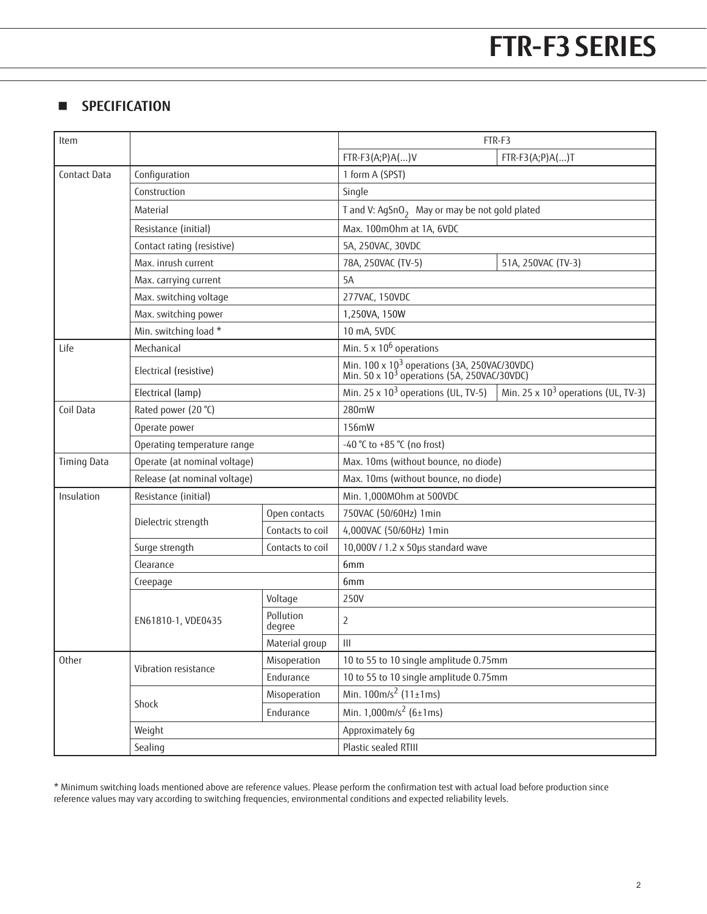# FTR-F3 SERIES

## ■ SPECIFICATION

| Item | | | FTR-F3 | |
|---|---|---|---|---|
| | | | FTR-F3(A;P)A(...)V | FTR-F3(A;P)A(...)T |
| Contact Data | Configuration | | 1 form A (SPST) | |
| | Construction | | Single | |
| | Material | | T and V: $AgSnO_2$ May or may be not gold plated | |
| | Resistance (initial) | | Max. 100mOhm at 1A, 6VDC | |
| | Contact rating (resistive) | | 5A, 250VAC, 30VDC | |
| | Max. inrush current | | 78A, 250VAC (TV-5) | 51A, 250VAC (TV-3) |
| | Max. carrying current | | 5A | |
| | Max. switching voltage | | 277VAC, 150VDC | |
| | Max. switching power | | 1,250VA, 150W | |
| | Min. switching load * | | 10 mA, 5VDC | |
| Life | Mechanical | | Min. 5 x $10^6$ operations | |
| | Electrical (resistive) | | Min. 100 x $10^3$ operations (3A, 250VAC/30VDC)<br>Min. 50 x $10^3$ operations (5A, 250VAC/30VDC) | |
| | Electrical (lamp) | | Min. 25 x $10^3$ operations (UL, TV-5) | Min. 25 x $10^3$ operations (UL, TV-3) |
| Coil Data | Rated power (20 °C) | | 280mW | |
| | Operate power | | 156mW | |
| | Operating temperature range | | -40 °C to +85 °C (no frost) | |
| Timing Data | Operate (at nominal voltage) | | Max. 10ms (without bounce, no diode) | |
| | Release (at nominal voltage) | | Max. 10ms (without bounce, no diode) | |
| Insulation | Resistance (initial) | | Min. 1,000MOhm at 500VDC | |
| | Dielectric strength | Open contacts | 750VAC (50/60Hz) 1min | |
| | | Contacts to coil | 4,000VAC (50/60Hz) 1min | |
| | Surge strength | Contacts to coil | 10,000V / 1.2 x 50µs standard wave | |
| | Clearance | | 6mm | |
| | Creepage | | 6mm | |
| | EN61810-1, VDE0435 | Voltage | 250V | |
| | | Pollution degree | 2 | |
| | | Material group | III | |
| Other | Vibration resistance | Misoperation | 10 to 55 to 10 single amplitude 0.75mm | |
| | | Endurance | 10 to 55 to 10 single amplitude 0.75mm | |
| | Shock | Misoperation | Min. 100m/s$^2$ (11±1ms) | |
| | | Endurance | Min. 1,000m/s$^2$ (6±1ms) | |
| | Weight | | Approximately 6g | |
| | Sealing | | Plastic sealed RTIII | |

* Minimum switching loads mentioned above are reference values. Please perform the confirmation test with actual load before production since reference values may vary according to switching frequencies, environmental conditions and expected reliability levels.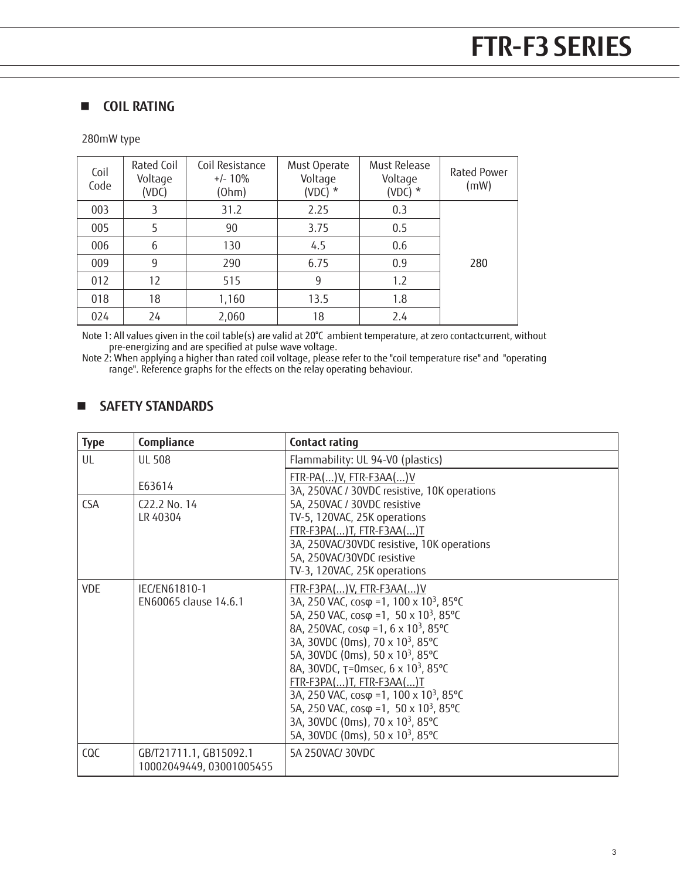# FTR-F3 SERIES

## COIL RATING

280mW type

| Coil Code | Rated Coil Voltage (VDC) | Coil Resistance +/- 10% (Ohm) | Must Operate Voltage (VDC) * | Must Release Voltage (VDC) * | Rated Power (mW) |
|---|---|---|---|---|---|
| 003 | 3 | 31.2 | 2.25 | 0.3 | 280 |
| 005 | 5 | 90 | 3.75 | 0.5 | |
| 006 | 6 | 130 | 4.5 | 0.6 | |
| 009 | 9 | 290 | 6.75 | 0.9 | |
| 012 | 12 | 515 | 9 | 1.2 | |
| 018 | 18 | 1,160 | 13.5 | 1.8 | |
| 024 | 24 | 2,060 | 18 | 2.4 | |

Note 1: All values given in the coil table(s) are valid at 20°C ambient temperature, at zero contactcurrent, without pre-energizing and are specified at pulse wave voltage.

Note 2: When applying a higher than rated coil voltage, please refer to the "coil temperature rise" and "operating range". Reference graphs for the effects on the relay operating behaviour.

## SAFETY STANDARDS

| Type | Compliance | Contact rating |
|---|---|---|
| UL | UL 508<br>E63614 | Flammability: UL 94-V0 (plastics)<br>FTR-PA(...)V, FTR-F3AA(...)V<br>3A, 250VAC / 30VDC resistive, 10K operations<br>5A, 250VAC / 30VDC resistive<br>TV-5, 120VAC, 25K operations<br>FTR-F3PA(...)T, FTR-F3AA(...)T<br>3A, 250VAC/30VDC resistive, 10K operations<br>5A, 250VAC/30VDC resistive<br>TV-3, 120VAC, 25K operations |
| CSA | C22.2 No. 14<br>LR 40304 | |
| VDE | IEC/EN61810-1<br>EN60065 clause 14.6.1 | FTR-F3PA(...)V, FTR-F3AA(...)V<br>3A, 250 VAC, cosφ =1, 100 x $10^3$, 85°C<br>5A, 250 VAC, cosφ =1, 50 x $10^3$, 85°C<br>8A, 250VAC, cosφ =1, 6 x $10^3$, 85°C<br>3A, 30VDC (0ms), 70 x $10^3$, 85°C<br>5A, 30VDC (0ms), 50 x $10^3$, 85°C<br>8A, 30VDC, τ=0msec, 6 x $10^3$, 85°C<br>FTR-F3PA(...)T, FTR-F3AA(...)T<br>3A, 250 VAC, cosφ =1, 100 x $10^3$, 85°C<br>5A, 250 VAC, cosφ =1, 50 x $10^3$, 85°C<br>3A, 30VDC (0ms), 70 x $10^3$, 85°C<br>5A, 30VDC (0ms), 50 x $10^3$, 85°C |
| CQC | GB/T21711.1, GB15092.1<br>10002049449, 03001005455 | 5A 250VAC/ 30VDC |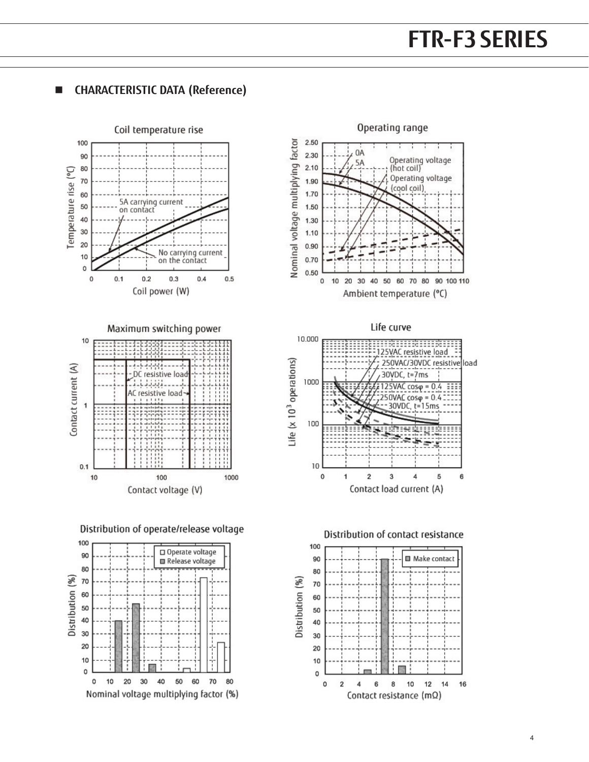## CHARACTERISTIC DATA (Reference)

Coil temperature rise

Operating range

Maximum switching power

Life curve

Distribution of operate/release voltage

Distribution of contact resistance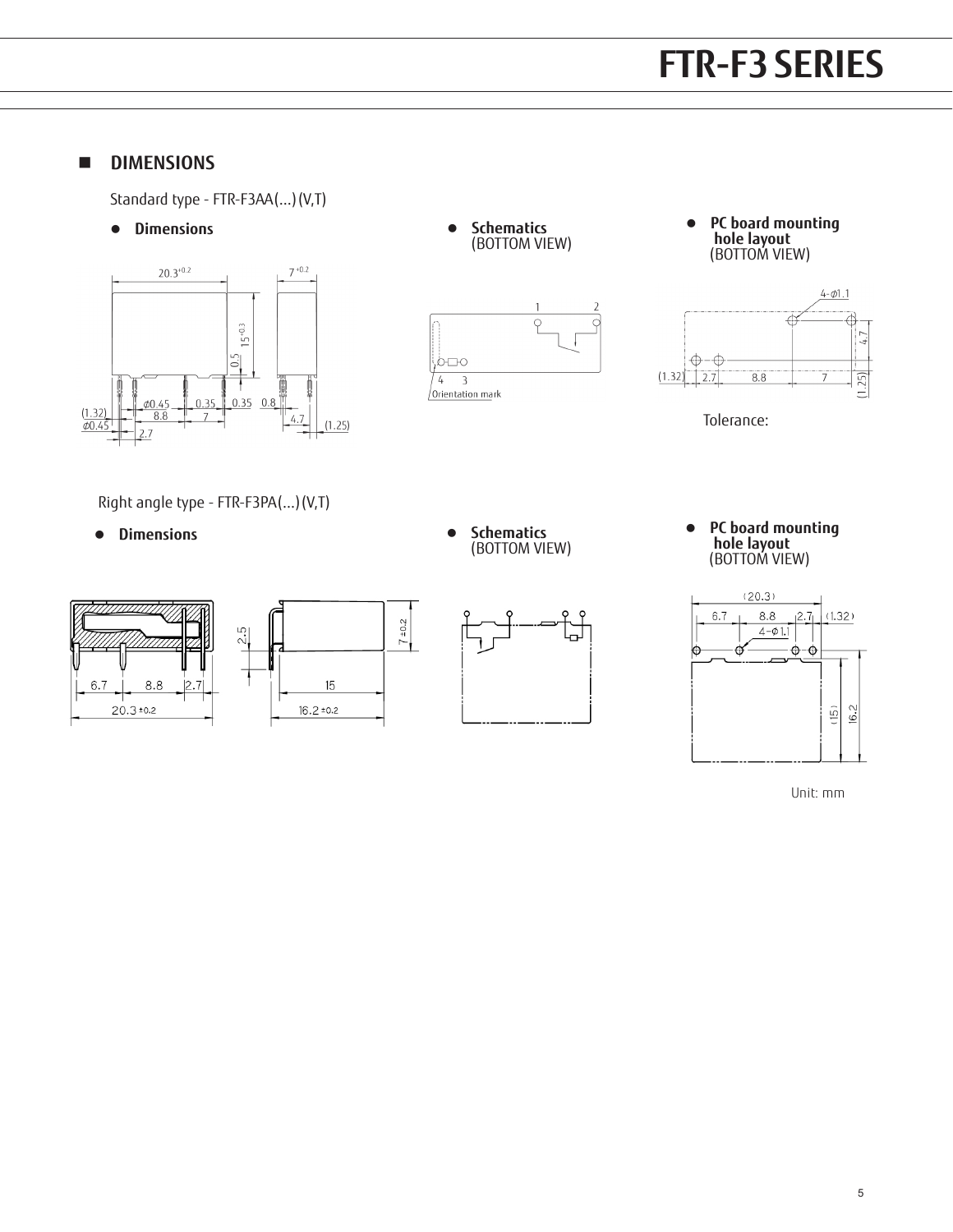## DIMENSIONS

Standard type - FTR-F3AA(...)(V,T)

- **Dimensions**

20.3$^{+0.2}$ 7$^{+0.2}$ 15$^{-0.3}$ 0.5

(1.32) $\phi$0.45 $\phi$0.45 8.8 0.35 7 0.35 0.8 4.7 (1.25) 2.7

- **Schematics** (BOTTOM VIEW)

1 2 4 3

Orientation mark

- **PC board mounting hole layout** (BOTTOM VIEW)

4-$\phi$1.1

(1.32) 2.7 8.8 7 4.7 (1.25)

Tolerance:

Right angle type - FTR-F3PA(...)(V,T)

- **Dimensions**

6.7 8.8 2.7

20.3 ±0.2

2.5 7±0.2 15 16.2 ±0.2

- **Schematics** (BOTTOM VIEW)

- **PC board mounting hole layout** (BOTTOM VIEW)

(20.3)

6.7 8.8 2.7 (1.32)

4-$\phi$1.1

(15) 16.2

Unit: mm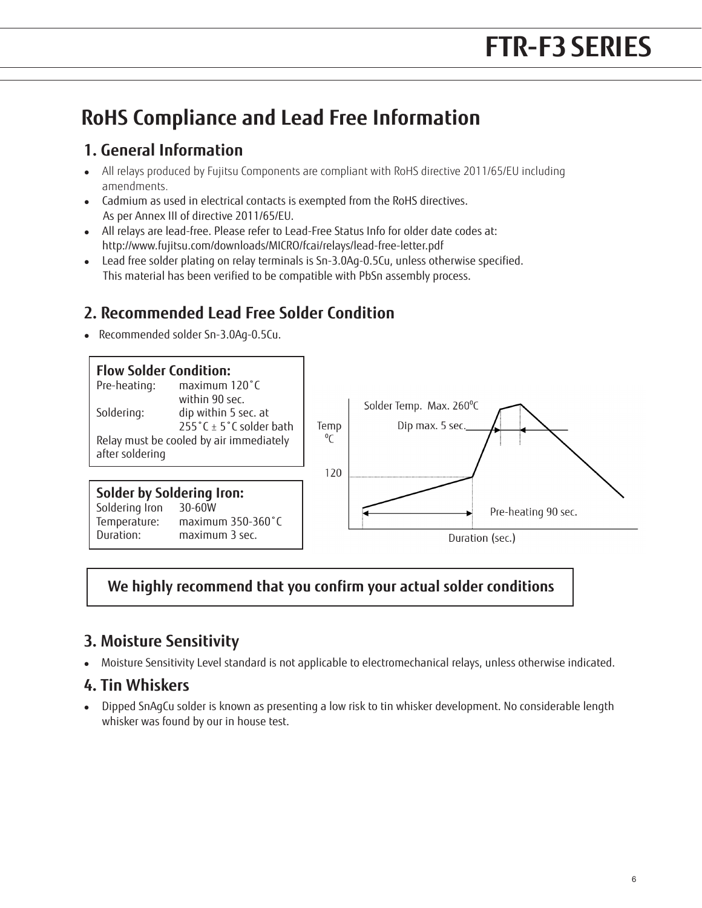# RoHS Compliance and Lead Free Information

## 1. General Information

- All relays produced by Fujitsu Components are compliant with RoHS directive 2011/65/EU including amendments.
- Cadmium as used in electrical contacts is exempted from the RoHS directives. As per Annex III of directive 2011/65/EU.
- All relays are lead-free. Please refer to Lead-Free Status Info for older date codes at: http://www.fujitsu.com/downloads/MICRO/fcai/relays/lead-free-letter.pdf
- Lead free solder plating on relay terminals is Sn-3.0Ag-0.5Cu, unless otherwise specified. This material has been verified to be compatible with PbSn assembly process.

## 2. Recommended Lead Free Solder Condition

- Recommended solder Sn-3.0Ag-0.5Cu.

**Flow Solder Condition:**

| | |
|---|---|
| Pre-heating: | maximum 120˚C within 90 sec. |
| Soldering: | dip within 5 sec. at 255˚C ± 5˚C solder bath |

Relay must be cooled by air immediately after soldering

**Solder by Soldering Iron:**

| | |
|---|---|
| Soldering Iron | 30-60W |
| Temperature: | maximum 350-360˚C |
| Duration: | maximum 3 sec. |

Solder Temp. Max. 260ºC

Dip max. 5 sec.

Temp ºC

120

Pre-heating 90 sec.

Duration (sec.)

**We highly recommend that you confirm your actual solder conditions**

## 3. Moisture Sensitivity

- Moisture Sensitivity Level standard is not applicable to electromechanical relays, unless otherwise indicated.

## 4. Tin Whiskers

- Dipped SnAgCu solder is known as presenting a low risk to tin whisker development. No considerable length whisker was found by our in house test.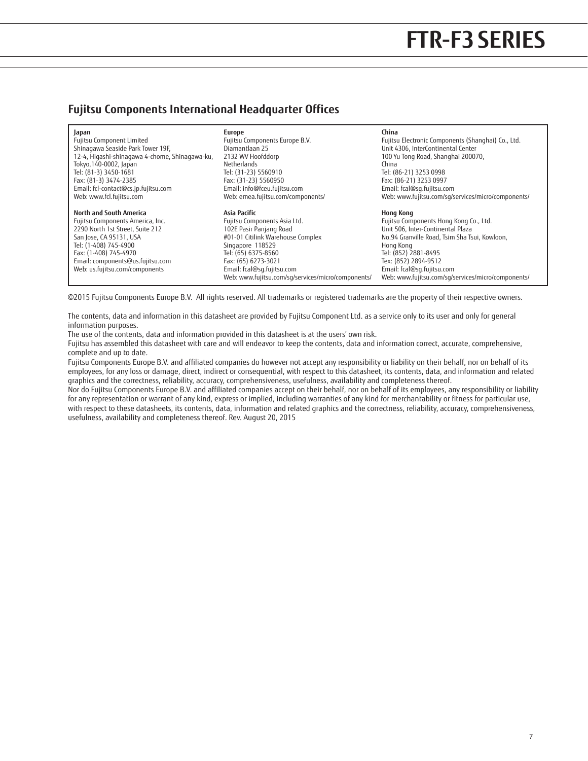## Fujitsu Components International Headquarter Offices

**Japan**
Fujitsu Component Limited
Shinagawa Seaside Park Tower 19F,
12-4, Higashi-shinagawa 4-chome, Shinagawa-ku,
Tokyo,140-0002, Japan
Tel: (81-3) 3450-1681
Fax: (81-3) 3474-2385
Email: fcl-contact@cs.jp.fujitsu.com
Web: www.fcl.fujitsu.com

**Europe**
Fujitsu Components Europe B.V.
Diamantlaan 25
2132 WV Hoofddorp
Netherlands
Tel: (31-23) 5560910
Fax: (31-23) 5560950
Email: info@fceu.fujitsu.com
Web: emea.fujitsu.com/components/

**China**
Fujitsu Electronic Components (Shanghai) Co., Ltd.
Unit 4306, InterContinental Center
100 Yu Tong Road, Shanghai 200070,
China
Tel: (86-21) 3253 0998
Fax: (86-21) 3253 0997
Email: fcal@sg.fujitsu.com
Web: www.fujitsu.com/sg/services/micro/components/

**North and South America**
Fujitsu Components America, Inc.
2290 North 1st Street, Suite 212
San Jose, CA 95131, USA
Tel: (1-408) 745-4900
Fax: (1-408) 745-4970
Email: components@us.fujitsu.com
Web: us.fujitsu.com/components

**Asia Pacific**
Fujitsu Components Asia Ltd.
102E Pasir Panjang Road
#01-01 Citilink Warehouse Complex
Singapore 118529
Tel: (65) 6375-8560
Fax: (65) 6273-3021
Email: fcal@sg.fujitsu.com
Web: www.fujitsu.com/sg/services/micro/components/

**Hong Kong**
Fujitsu Components Hong Kong Co., Ltd.
Unit 506, Inter-Continental Plaza
No.94 Granville Road, Tsim Sha Tsui, Kowloon,
Hong Kong
Tel: (852) 2881-8495
Tex: (852) 2894-9512
Email: fcal@sg.fujitsu.com
Web: www.fujitsu.com/sg/services/micro/components/

©2015 Fujitsu Components Europe B.V. All rights reserved. All trademarks or registered trademarks are the property of their respective owners.

The contents, data and information in this datasheet are provided by Fujitsu Component Ltd. as a service only to its user and only for general information purposes.
The use of the contents, data and information provided in this datasheet is at the users' own risk.
Fujitsu has assembled this datasheet with care and will endeavor to keep the contents, data and information correct, accurate, comprehensive, complete and up to date.
Fujitsu Components Europe B.V. and affiliated companies do however not accept any responsibility or liability on their behalf, nor on behalf of its employees, for any loss or damage, direct, indirect or consequential, with respect to this datasheet, its contents, data, and information and related graphics and the correctness, reliability, accuracy, comprehensiveness, usefulness, availability and completeness thereof.
Nor do Fujitsu Components Europe B.V. and affiliated companies accept on their behalf, nor on behalf of its employees, any responsibility or liability for any representation or warrant of any kind, express or implied, including warranties of any kind for merchantability or fitness for particular use, with respect to these datasheets, its contents, data, information and related graphics and the correctness, reliability, accuracy, comprehensiveness, usefulness, availability and completeness thereof. Rev. August 20, 2015